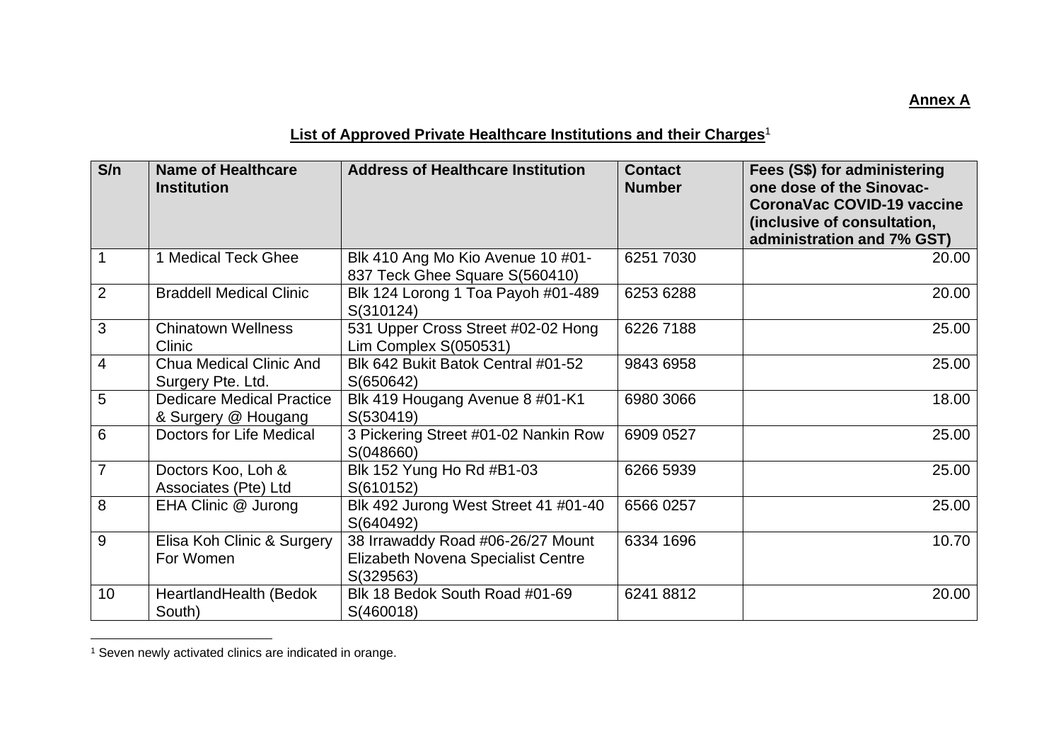**Annex A**

## List of Approved Private Healthcare Institutions and their Charges[1]

| S/n | Name of Healthcare Institution | Address of Healthcare Institution | Contact Number | Fees (S$) for administering one dose of the Sinovac-CoronaVac COVID-19 vaccine (inclusive of consultation, administration and 7% GST) |
|---|---|---|---|---|
| 1 | 1 Medical Teck Ghee | Blk 410 Ang Mo Kio Avenue 10 #01-837 Teck Ghee Square S(560410) | 6251 7030 | 20.00 |
| 2 | Braddell Medical Clinic | Blk 124 Lorong 1 Toa Payoh #01-489 S(310124) | 6253 6288 | 20.00 |
| 3 | Chinatown Wellness Clinic | 531 Upper Cross Street #02-02 Hong Lim Complex S(050531) | 6226 7188 | 25.00 |
| 4 | Chua Medical Clinic And Surgery Pte. Ltd. | Blk 642 Bukit Batok Central #01-52 S(650642) | 9843 6958 | 25.00 |
| 5 | Dedicare Medical Practice & Surgery @ Hougang | Blk 419 Hougang Avenue 8 #01-K1 S(530419) | 6980 3066 | 18.00 |
| 6 | Doctors for Life Medical | 3 Pickering Street #01-02 Nankin Row S(048660) | 6909 0527 | 25.00 |
| 7 | Doctors Koo, Loh & Associates (Pte) Ltd | Blk 152 Yung Ho Rd #B1-03 S(610152) | 6266 5939 | 25.00 |
| 8 | EHA Clinic @ Jurong | Blk 492 Jurong West Street 41 #01-40 S(640492) | 6566 0257 | 25.00 |
| 9 | Elisa Koh Clinic & Surgery For Women | 38 Irrawaddy Road #06-26/27 Mount Elizabeth Novena Specialist Centre S(329563) | 6334 1696 | 10.70 |
| 10 | HeartlandHealth (Bedok South) | Blk 18 Bedok South Road #01-69 S(460018) | 6241 8812 | 20.00 |

[1] Seven newly activated clinics are indicated in orange.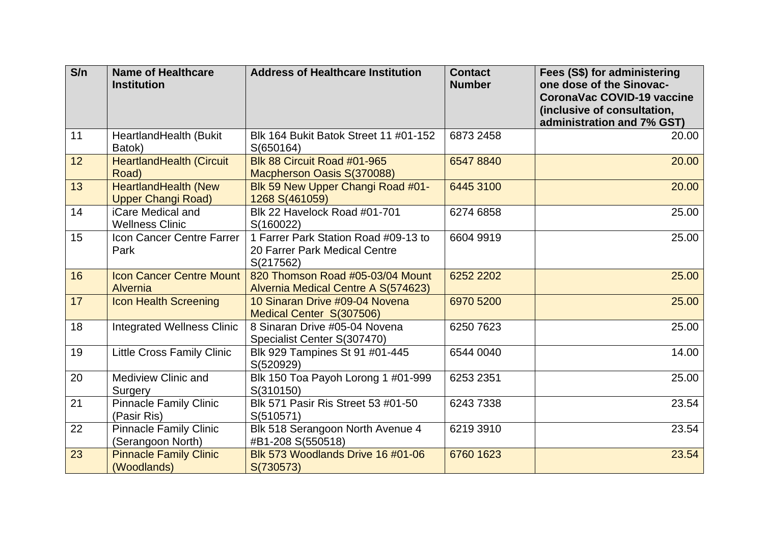| S/n | Name of Healthcare Institution | Address of Healthcare Institution | Contact Number | Fees (S$) for administering one dose of the Sinovac-CoronaVac COVID-19 vaccine (inclusive of consultation, administration and 7% GST) |
|---|---|---|---|---|
| 11 | HeartlandHealth (Bukit Batok) | Blk 164 Bukit Batok Street 11 #01-152 S(650164) | 6873 2458 | 20.00 |
| 12 | HeartlandHealth (Circuit Road) | Blk 88 Circuit Road #01-965 Macpherson Oasis S(370088) | 6547 8840 | 20.00 |
| 13 | HeartlandHealth (New Upper Changi Road) | Blk 59 New Upper Changi Road #01-1268 S(461059) | 6445 3100 | 20.00 |
| 14 | iCare Medical and Wellness Clinic | Blk 22 Havelock Road #01-701 S(160022) | 6274 6858 | 25.00 |
| 15 | Icon Cancer Centre Farrer Park | 1 Farrer Park Station Road #09-13 to 20 Farrer Park Medical Centre S(217562) | 6604 9919 | 25.00 |
| 16 | Icon Cancer Centre Mount Alvernia | 820 Thomson Road #05-03/04 Mount Alvernia Medical Centre A S(574623) | 6252 2202 | 25.00 |
| 17 | Icon Health Screening | 10 Sinaran Drive #09-04 Novena Medical Center S(307506) | 6970 5200 | 25.00 |
| 18 | Integrated Wellness Clinic | 8 Sinaran Drive #05-04 Novena Specialist Center S(307470) | 6250 7623 | 25.00 |
| 19 | Little Cross Family Clinic | Blk 929 Tampines St 91 #01-445 S(520929) | 6544 0040 | 14.00 |
| 20 | Mediview Clinic and Surgery | Blk 150 Toa Payoh Lorong 1 #01-999 S(310150) | 6253 2351 | 25.00 |
| 21 | Pinnacle Family Clinic (Pasir Ris) | Blk 571 Pasir Ris Street 53 #01-50 S(510571) | 6243 7338 | 23.54 |
| 22 | Pinnacle Family Clinic (Serangoon North) | Blk 518 Serangoon North Avenue 4 #B1-208 S(550518) | 6219 3910 | 23.54 |
| 23 | Pinnacle Family Clinic (Woodlands) | Blk 573 Woodlands Drive 16 #01-06 S(730573) | 6760 1623 | 23.54 |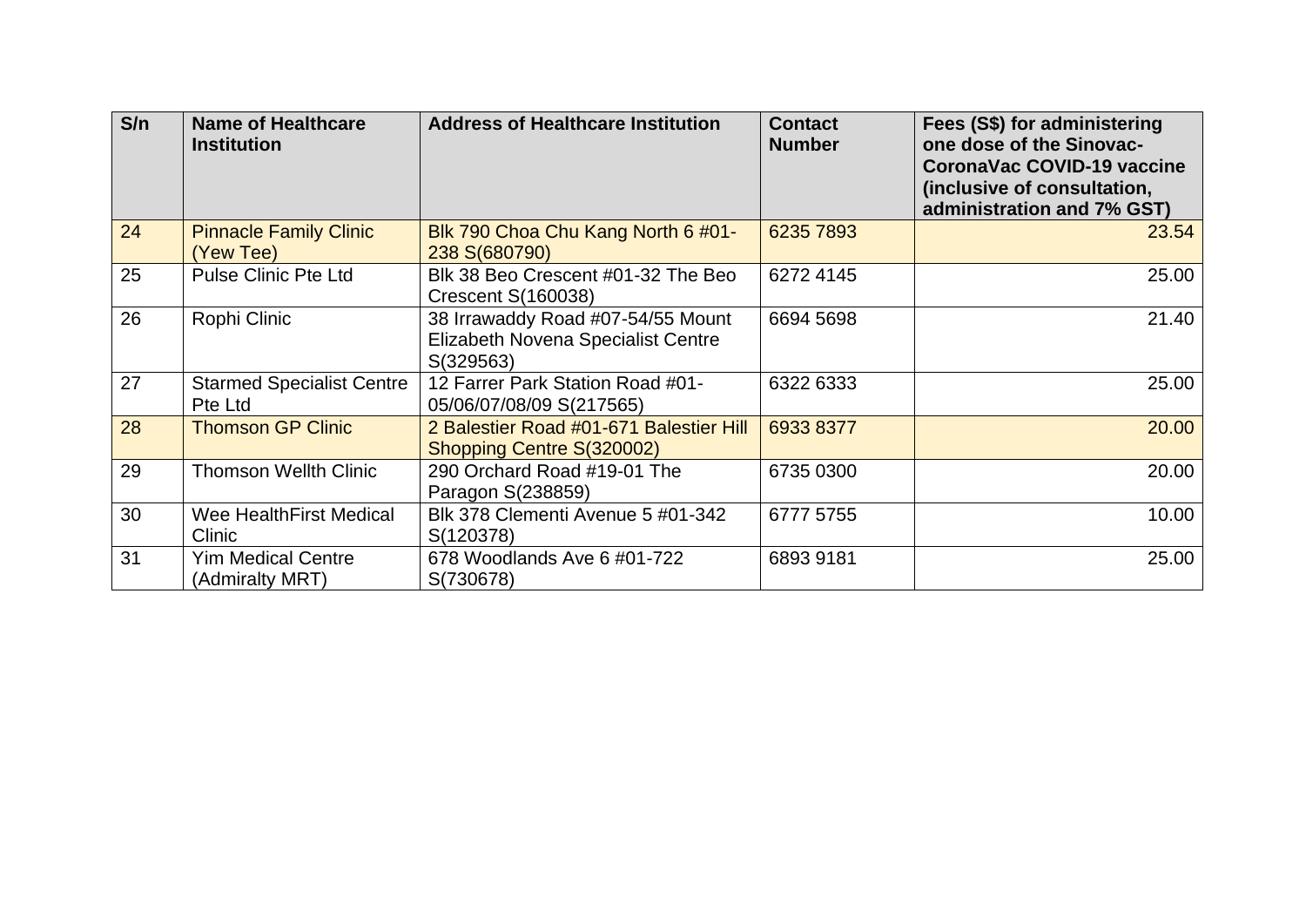| S/n | Name of Healthcare Institution | Address of Healthcare Institution | Contact Number | Fees (S$) for administering one dose of the Sinovac-CoronaVac COVID-19 vaccine (inclusive of consultation, administration and 7% GST) |
|---|---|---|---|---|
| 24 | Pinnacle Family Clinic (Yew Tee) | Blk 790 Choa Chu Kang North 6 #01-238 S(680790) | 6235 7893 | 23.54 |
| 25 | Pulse Clinic Pte Ltd | Blk 38 Beo Crescent #01-32 The Beo Crescent S(160038) | 6272 4145 | 25.00 |
| 26 | Rophi Clinic | 38 Irrawaddy Road #07-54/55 Mount Elizabeth Novena Specialist Centre S(329563) | 6694 5698 | 21.40 |
| 27 | Starmed Specialist Centre Pte Ltd | 12 Farrer Park Station Road #01-05/06/07/08/09 S(217565) | 6322 6333 | 25.00 |
| 28 | Thomson GP Clinic | 2 Balestier Road #01-671 Balestier Hill Shopping Centre S(320002) | 6933 8377 | 20.00 |
| 29 | Thomson Wellth Clinic | 290 Orchard Road #19-01 The Paragon S(238859) | 6735 0300 | 20.00 |
| 30 | Wee HealthFirst Medical Clinic | Blk 378 Clementi Avenue 5 #01-342 S(120378) | 6777 5755 | 10.00 |
| 31 | Yim Medical Centre (Admiralty MRT) | 678 Woodlands Ave 6 #01-722 S(730678) | 6893 9181 | 25.00 |